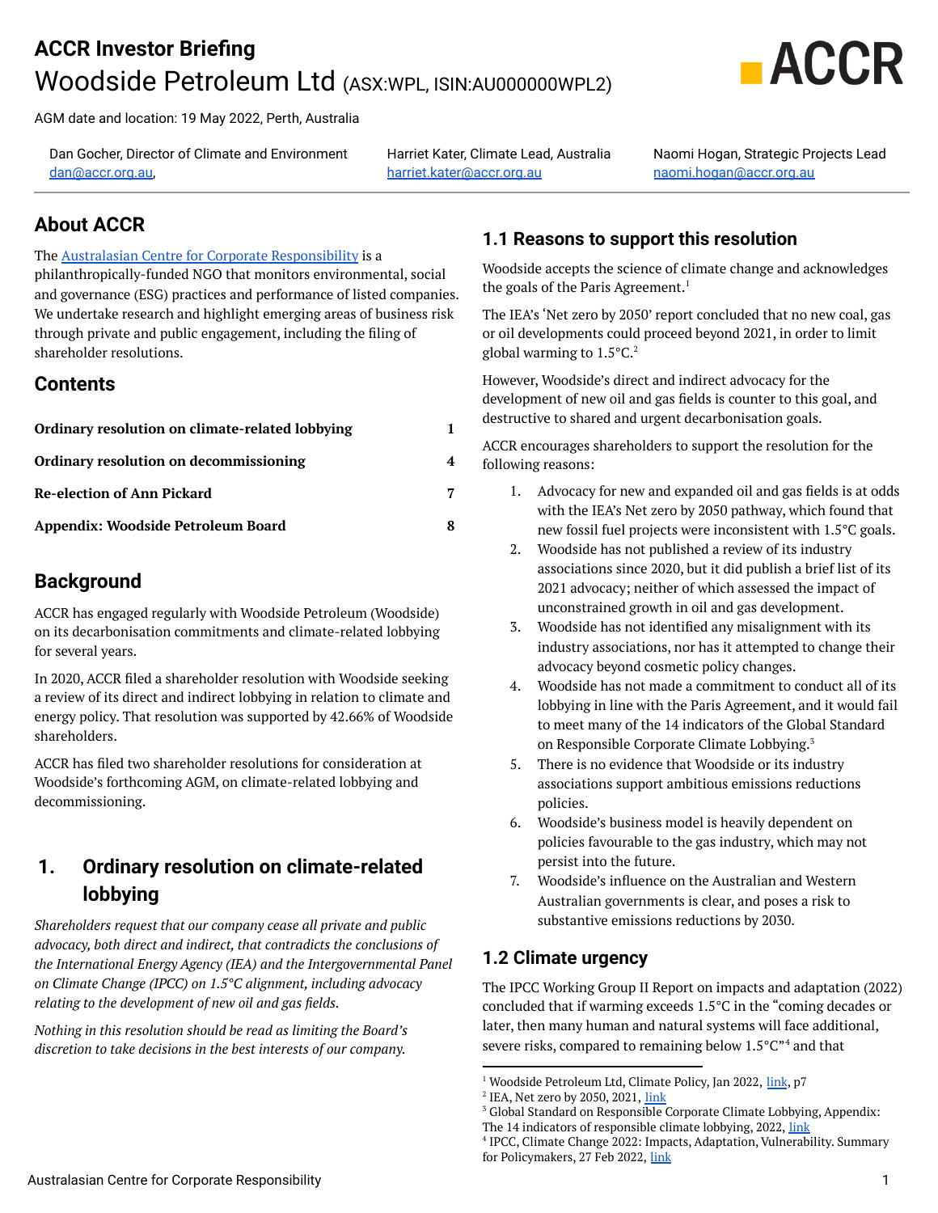# ACCR Investor Briefing

## Woodside Petroleum Ltd (ASX:WPL, ISIN:AU000000WPL2)

AGM date and location: 19 May 2022, Perth, Australia

Dan Gocher, Director of Climate and Environment
dan@accr.org.au,

Harriet Kater, Climate Lead, Australia
harriet.kater@accr.org.au

Naomi Hogan, Strategic Projects Lead
naomi.hogan@accr.org.au

## About ACCR

The Australasian Centre for Corporate Responsibility is a philanthropically-funded NGO that monitors environmental, social and governance (ESG) practices and performance of listed companies. We undertake research and highlight emerging areas of business risk through private and public engagement, including the filing of shareholder resolutions.

## Contents

| | |
|---|---|
| **Ordinary resolution on climate-related lobbying** | **1** |
| **Ordinary resolution on decommissioning** | **4** |
| **Re-election of Ann Pickard** | **7** |
| **Appendix: Woodside Petroleum Board** | **8** |

## Background

ACCR has engaged regularly with Woodside Petroleum (Woodside) on its decarbonisation commitments and climate-related lobbying for several years.

In 2020, ACCR filed a shareholder resolution with Woodside seeking a review of its direct and indirect lobbying in relation to climate and energy policy. That resolution was supported by 42.66% of Woodside shareholders.

ACCR has filed two shareholder resolutions for consideration at Woodside's forthcoming AGM, on climate-related lobbying and decommissioning.

## 1. Ordinary resolution on climate-related lobbying

*Shareholders request that our company cease all private and public advocacy, both direct and indirect, that contradicts the conclusions of the International Energy Agency (IEA) and the Intergovernmental Panel on Climate Change (IPCC) on 1.5°C alignment, including advocacy relating to the development of new oil and gas fields.*

*Nothing in this resolution should be read as limiting the Board's discretion to take decisions in the best interests of our company.*

### 1.1 Reasons to support this resolution

Woodside accepts the science of climate change and acknowledges the goals of the Paris Agreement.[1]

The IEA's 'Net zero by 2050' report concluded that no new coal, gas or oil developments could proceed beyond 2021, in order to limit global warming to 1.5°C.[2]

However, Woodside's direct and indirect advocacy for the development of new oil and gas fields is counter to this goal, and destructive to shared and urgent decarbonisation goals.

ACCR encourages shareholders to support the resolution for the following reasons:

1. Advocacy for new and expanded oil and gas fields is at odds with the IEA's Net zero by 2050 pathway, which found that new fossil fuel projects were inconsistent with 1.5°C goals.
2. Woodside has not published a review of its industry associations since 2020, but it did publish a brief list of its 2021 advocacy; neither of which assessed the impact of unconstrained growth in oil and gas development.
3. Woodside has not identified any misalignment with its industry associations, nor has it attempted to change their advocacy beyond cosmetic policy changes.
4. Woodside has not made a commitment to conduct all of its lobbying in line with the Paris Agreement, and it would fail to meet many of the 14 indicators of the Global Standard on Responsible Corporate Climate Lobbying.[3]
5. There is no evidence that Woodside or its industry associations support ambitious emissions reductions policies.
6. Woodside's business model is heavily dependent on policies favourable to the gas industry, which may not persist into the future.
7. Woodside's influence on the Australian and Western Australian governments is clear, and poses a risk to substantive emissions reductions by 2030.

### 1.2 Climate urgency

The IPCC Working Group II Report on impacts and adaptation (2022) concluded that if warming exceeds 1.5°C in the "coming decades or later, then many human and natural systems will face additional, severe risks, compared to remaining below 1.5°C"[4] and that

[1] Woodside Petroleum Ltd, Climate Policy, Jan 2022, link, p7
[2] IEA, Net zero by 2050, 2021, link
[3] Global Standard on Responsible Corporate Climate Lobbying, Appendix: The 14 indicators of responsible climate lobbying, 2022, link
[4] IPCC, Climate Change 2022: Impacts, Adaptation, Vulnerability. Summary for Policymakers, 27 Feb 2022, link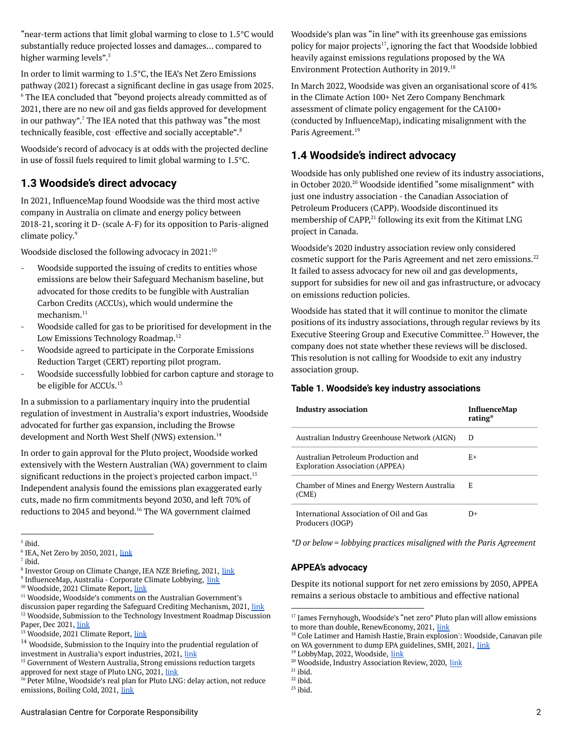"near-term actions that limit global warming to close to 1.5°C would substantially reduce projected losses and damages… compared to higher warming levels".[5]

In order to limit warming to 1.5°C, the IEA's Net Zero Emissions pathway (2021) forecast a significant decline in gas usage from 2025.[6] The IEA concluded that "beyond projects already committed as of 2021, there are no new oil and gas fields approved for development in our pathway".[7] The IEA noted that this pathway was "the most technically feasible, cost-effective and socially acceptable".[8]

Woodside's record of advocacy is at odds with the projected decline in use of fossil fuels required to limit global warming to 1.5°C.

## 1.3 Woodside's direct advocacy

In 2021, InfluenceMap found Woodside was the third most active company in Australia on climate and energy policy between 2018-21, scoring it D- (scale A-F) for its opposition to Paris-aligned climate policy.[9]

Woodside disclosed the following advocacy in 2021:[10]

- Woodside supported the issuing of credits to entities whose emissions are below their Safeguard Mechanism baseline, but advocated for those credits to be fungible with Australian Carbon Credits (ACCUs), which would undermine the mechanism.[11]
- Woodside called for gas to be prioritised for development in the Low Emissions Technology Roadmap.[12]
- Woodside agreed to participate in the Corporate Emissions Reduction Target (CERT) reporting pilot program.
- Woodside successfully lobbied for carbon capture and storage to be eligible for ACCUs.[13]

In a submission to a parliamentary inquiry into the prudential regulation of investment in Australia's export industries, Woodside advocated for further gas expansion, including the Browse development and North West Shelf (NWS) extension.[14]

In order to gain approval for the Pluto project, Woodside worked extensively with the Western Australian (WA) government to claim significant reductions in the project's projected carbon impact.[15] Independent analysis found the emissions plan exaggerated early cuts, made no firm commitments beyond 2030, and left 70% of reductions to 2045 and beyond.[16] The WA government claimed Woodside's plan was "in line" with its greenhouse gas emissions policy for major projects[17], ignoring the fact that Woodside lobbied heavily against emissions regulations proposed by the WA Environment Protection Authority in 2019.[18]

In March 2022, Woodside was given an organisational score of 41% in the Climate Action 100+ Net Zero Company Benchmark assessment of climate policy engagement for the CA100+ (conducted by InfluenceMap), indicating misalignment with the Paris Agreement.[19]

## 1.4 Woodside's indirect advocacy

Woodside has only published one review of its industry associations, in October 2020.[20] Woodside identified "some misalignment" with just one industry association - the Canadian Association of Petroleum Producers (CAPP). Woodside discontinued its membership of CAPP,[21] following its exit from the Kitimat LNG project in Canada.

Woodside's 2020 industry association review only considered cosmetic support for the Paris Agreement and net zero emissions.[22] It failed to assess advocacy for new oil and gas developments, support for subsidies for new oil and gas infrastructure, or advocacy on emissions reduction policies.

Woodside has stated that it will continue to monitor the climate positions of its industry associations, through regular reviews by its Executive Steering Group and Executive Committee.[23] However, the company does not state whether these reviews will be disclosed. This resolution is not calling for Woodside to exit any industry association group.

### Table 1. Woodside's key industry associations

| Industry association | InfluenceMap rating* |
|---|---|
| Australian Industry Greenhouse Network (AIGN) | D |
| Australian Petroleum Production and Exploration Association (APPEA) | E+ |
| Chamber of Mines and Energy Western Australia (CME) | E |
| International Association of Oil and Gas Producers (IOGP) | D+ |

*\*D or below = lobbying practices misaligned with the Paris Agreement*

### APPEA's advocacy

Despite its notional support for net zero emissions by 2050, APPEA remains a serious obstacle to ambitious and effective national

---

[5] ibid.
[6] IEA, Net Zero by 2050, 2021, link
[7] ibid.
[8] Investor Group on Climate Change, IEA NZE Briefing, 2021, link
[9] InfluenceMap, Australia - Corporate Climate Lobbying, link
[10] Woodside, 2021 Climate Report, link
[11] Woodside, Woodside's comments on the Australian Government's discussion paper regarding the Safeguard Crediting Mechanism, 2021, link
[12] Woodside, Submission to the Technology Investment Roadmap Discussion Paper, Dec 2021, link
[13] Woodside, 2021 Climate Report, link
[14] Woodside, Submission to the Inquiry into the prudential regulation of investment in Australia's export industries, 2021, link
[15] Government of Western Australia, Strong emissions reduction targets approved for next stage of Pluto LNG, 2021, link
[16] Peter Milne, Woodside's real plan for Pluto LNG: delay action, not reduce emissions, Boiling Cold, 2021, link
[17] James Fernyhough, Woodside's "net zero" Pluto plan will allow emissions to more than double, RenewEconomy, 2021, link
[18] Cole Latimer and Hamish Hastie,'Brain explosion': Woodside, Canavan pile on WA government to dump EPA guidelines, SMH, 2021, link
[19] LobbyMap, 2022, Woodside, link
[20] Woodside, Industry Association Review, 2020, link
[21] ibid.
[22] ibid.
[23] ibid.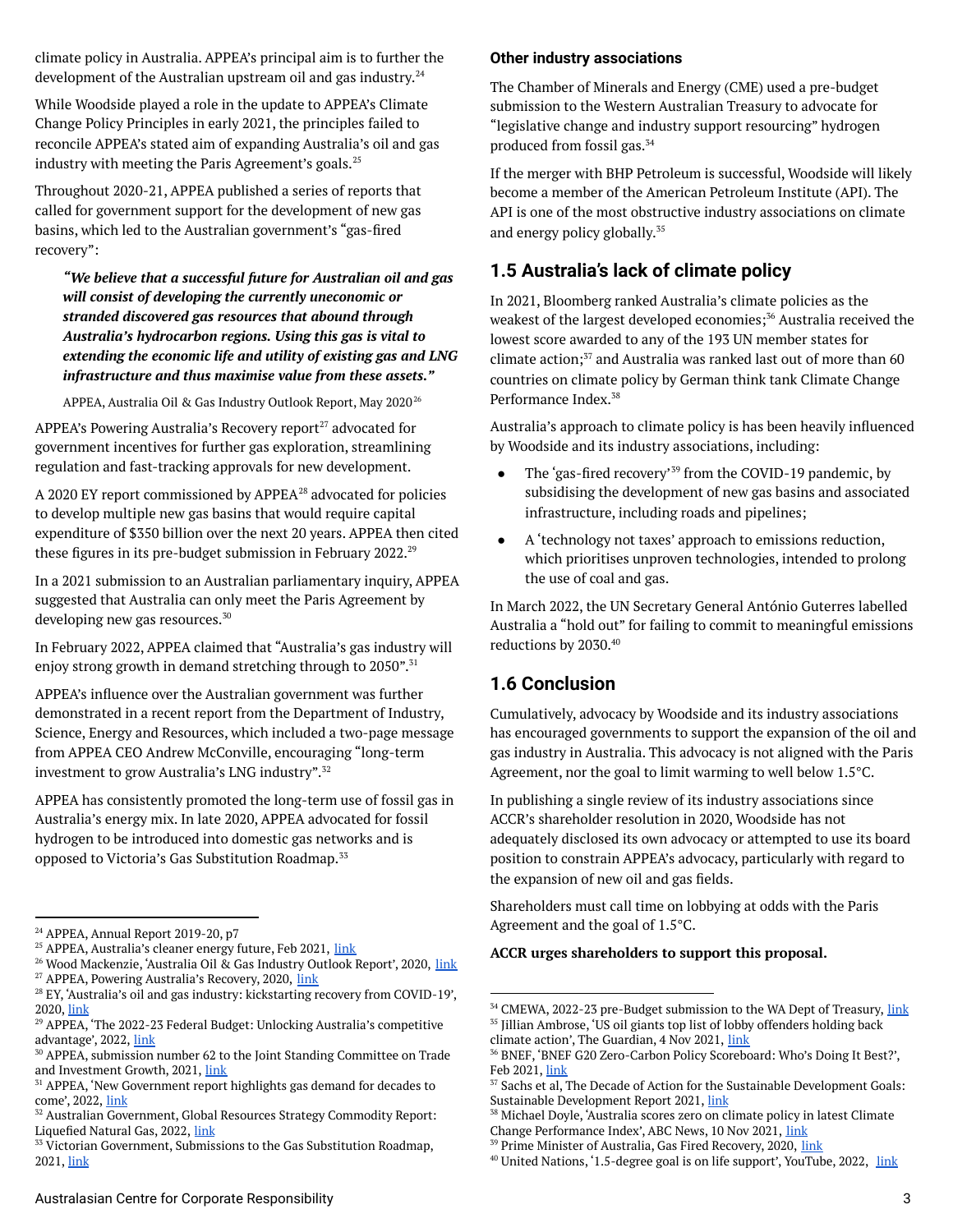climate policy in Australia. APPEA's principal aim is to further the development of the Australian upstream oil and gas industry.[24]

While Woodside played a role in the update to APPEA's Climate Change Policy Principles in early 2021, the principles failed to reconcile APPEA's stated aim of expanding Australia's oil and gas industry with meeting the Paris Agreement's goals.[25]

Throughout 2020-21, APPEA published a series of reports that called for government support for the development of new gas basins, which led to the Australian government's "gas-fired recovery":

> ***"We believe that a successful future for Australian oil and gas will consist of developing the currently uneconomic or stranded discovered gas resources that abound through Australia's hydrocarbon regions. Using this gas is vital to extending the economic life and utility of existing gas and LNG infrastructure and thus maximise value from these assets."***
>
> APPEA, Australia Oil & Gas Industry Outlook Report, May 2020[26]

APPEA's Powering Australia's Recovery report[27] advocated for government incentives for further gas exploration, streamlining regulation and fast-tracking approvals for new development.

A 2020 EY report commissioned by APPEA[28] advocated for policies to develop multiple new gas basins that would require capital expenditure of $350 billion over the next 20 years. APPEA then cited these figures in its pre-budget submission in February 2022.[29]

In a 2021 submission to an Australian parliamentary inquiry, APPEA suggested that Australia can only meet the Paris Agreement by developing new gas resources.[30]

In February 2022, APPEA claimed that "Australia's gas industry will enjoy strong growth in demand stretching through to 2050".[31]

APPEA's influence over the Australian government was further demonstrated in a recent report from the Department of Industry, Science, Energy and Resources, which included a two-page message from APPEA CEO Andrew McConville, encouraging "long-term investment to grow Australia's LNG industry".[32]

APPEA has consistently promoted the long-term use of fossil gas in Australia's energy mix. In late 2020, APPEA advocated for fossil hydrogen to be introduced into domestic gas networks and is opposed to Victoria's Gas Substitution Roadmap.[33]

#### Other industry associations

The Chamber of Minerals and Energy (CME) used a pre-budget submission to the Western Australian Treasury to advocate for "legislative change and industry support resourcing" hydrogen produced from fossil gas.[34]

If the merger with BHP Petroleum is successful, Woodside will likely become a member of the American Petroleum Institute (API). The API is one of the most obstructive industry associations on climate and energy policy globally.[35]

## 1.5 Australia's lack of climate policy

In 2021, Bloomberg ranked Australia's climate policies as the weakest of the largest developed economies;[36] Australia received the lowest score awarded to any of the 193 UN member states for climate action;[37] and Australia was ranked last out of more than 60 countries on climate policy by German think tank Climate Change Performance Index.[38]

Australia's approach to climate policy is has been heavily influenced by Woodside and its industry associations, including:

- The 'gas-fired recovery'[39] from the COVID-19 pandemic, by subsidising the development of new gas basins and associated infrastructure, including roads and pipelines;
- A 'technology not taxes' approach to emissions reduction, which prioritises unproven technologies, intended to prolong the use of coal and gas.

In March 2022, the UN Secretary General António Guterres labelled Australia a "hold out" for failing to commit to meaningful emissions reductions by 2030.[40]

## 1.6 Conclusion

Cumulatively, advocacy by Woodside and its industry associations has encouraged governments to support the expansion of the oil and gas industry in Australia. This advocacy is not aligned with the Paris Agreement, nor the goal to limit warming to well below 1.5°C.

In publishing a single review of its industry associations since ACCR's shareholder resolution in 2020, Woodside has not adequately disclosed its own advocacy or attempted to use its board position to constrain APPEA's advocacy, particularly with regard to the expansion of new oil and gas fields.

Shareholders must call time on lobbying at odds with the Paris Agreement and the goal of 1.5°C.

**ACCR urges shareholders to support this proposal.**

---

[24] APPEA, Annual Report 2019-20, p7
[25] APPEA, Australia's cleaner energy future, Feb 2021, link
[26] Wood Mackenzie, 'Australia Oil & Gas Industry Outlook Report', 2020, link
[27] APPEA, Powering Australia's Recovery, 2020, link
[28] EY, 'Australia's oil and gas industry: kickstarting recovery from COVID-19', 2020, link
[29] APPEA, 'The 2022-23 Federal Budget: Unlocking Australia's competitive advantage', 2022, link
[30] APPEA, submission number 62 to the Joint Standing Committee on Trade and Investment Growth, 2021, link
[31] APPEA, 'New Government report highlights gas demand for decades to come', 2022, link
[32] Australian Government, Global Resources Strategy Commodity Report: Liquefied Natural Gas, 2022, link
[33] Victorian Government, Submissions to the Gas Substitution Roadmap, 2021, link
[34] CMEWA, 2022-23 pre-Budget submission to the WA Dept of Treasury, link
[35] Jillian Ambrose, 'US oil giants top list of lobby offenders holding back climate action', The Guardian, 4 Nov 2021, link
[36] BNEF, 'BNEF G20 Zero-Carbon Policy Scoreboard: Who's Doing It Best?', Feb 2021, link
[37] Sachs et al, The Decade of Action for the Sustainable Development Goals: Sustainable Development Report 2021, link
[38] Michael Doyle, 'Australia scores zero on climate policy in latest Climate Change Performance Index', ABC News, 10 Nov 2021, link
[39] Prime Minister of Australia, Gas Fired Recovery, 2020, link
[40] United Nations, '1.5-degree goal is on life support', YouTube, 2022, link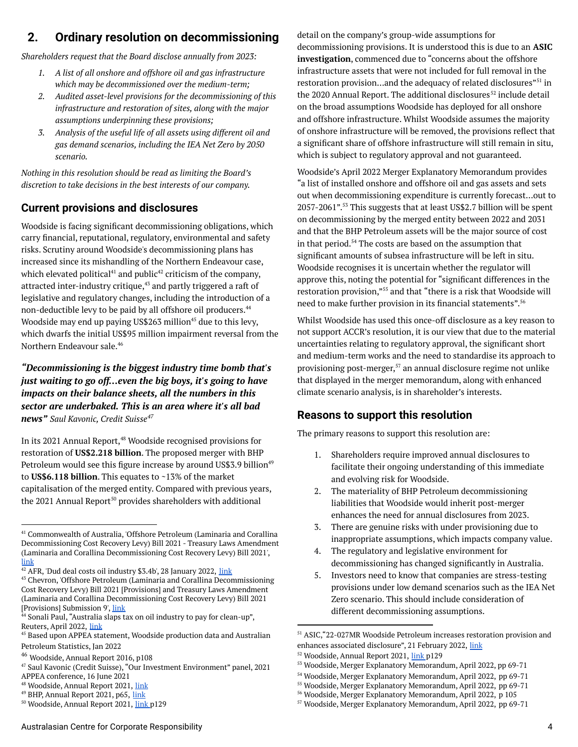## 2. Ordinary resolution on decommissioning

*Shareholders request that the Board disclose annually from 2023:*

1. *A list of all onshore and offshore oil and gas infrastructure which may be decommissioned over the medium-term;*
2. *Audited asset-level provisions for the decommissioning of this infrastructure and restoration of sites, along with the major assumptions underpinning these provisions;*
3. *Analysis of the useful life of all assets using different oil and gas demand scenarios, including the IEA Net Zero by 2050 scenario.*

*Nothing in this resolution should be read as limiting the Board's discretion to take decisions in the best interests of our company.*

### Current provisions and disclosures

Woodside is facing significant decommissioning obligations, which carry financial, reputational, regulatory, environmental and safety risks. Scrutiny around Woodside's decommissioning plans has increased since its mishandling of the Northern Endeavour case, which elevated political[41] and public[42] criticism of the company, attracted inter-industry critique,[43] and partly triggered a raft of legislative and regulatory changes, including the introduction of a non-deductible levy to be paid by all offshore oil producers.[44] Woodside may end up paying US$263 million[45] due to this levy, which dwarfs the initial US$95 million impairment reversal from the Northern Endeavour sale.[46]

***"Decommissioning is the biggest industry time bomb that's just waiting to go off...even the big boys, it's going to have impacts on their balance sheets, all the numbers in this sector are underbaked. This is an area where it's all bad news"*** *Saul Kavonic, Credit Suisse[47]*

In its 2021 Annual Report,[48] Woodside recognised provisions for restoration of **US$2.218 billion**. The proposed merger with BHP Petroleum would see this figure increase by around US$3.9 billion[49] to **US$6.118 billion**. This equates to ~13% of the market capitalisation of the merged entity. Compared with previous years, the 2021 Annual Report[50] provides shareholders with additional detail on the company's group-wide assumptions for decommissioning provisions. It is understood this is due to an **ASIC investigation**, commenced due to "concerns about the offshore infrastructure assets that were not included for full removal in the restoration provision...and the adequacy of related disclosures"[51] in the 2020 Annual Report. The additional disclosures[52] include detail on the broad assumptions Woodside has deployed for all onshore and offshore infrastructure. Whilst Woodside assumes the majority of onshore infrastructure will be removed, the provisions reflect that a significant share of offshore infrastructure will still remain in situ, which is subject to regulatory approval and not guaranteed.

Woodside's April 2022 Merger Explanatory Memorandum provides "a list of installed onshore and offshore oil and gas assets and sets out when decommissioning expenditure is currently forecast...out to 2057-2061".[53] This suggests that at least US$2.7 billion will be spent on decommissioning by the merged entity between 2022 and 2031 and that the BHP Petroleum assets will be the major source of cost in that period.[54] The costs are based on the assumption that significant amounts of subsea infrastructure will be left in situ. Woodside recognises it is uncertain whether the regulator will approve this, noting the potential for "significant differences in the restoration provision,"[55] and that "there is a risk that Woodside will need to make further provision in its financial statements".[56]

Whilst Woodside has used this once-off disclosure as a key reason to not support ACCR's resolution, it is our view that due to the material uncertainties relating to regulatory approval, the significant short and medium-term works and the need to standardise its approach to provisioning post-merger,[57] an annual disclosure regime not unlike that displayed in the merger memorandum, along with enhanced climate scenario analysis, is in shareholder's interests.

### Reasons to support this resolution

The primary reasons to support this resolution are:

1. Shareholders require improved annual disclosures to facilitate their ongoing understanding of this immediate and evolving risk for Woodside.
2. The materiality of BHP Petroleum decommissioning liabilities that Woodside would inherit post-merger enhances the need for annual disclosures from 2023.
3. There are genuine risks with under provisioning due to inappropriate assumptions, which impacts company value.
4. The regulatory and legislative environment for decommissioning has changed significantly in Australia.
5. Investors need to know that companies are stress-testing provisions under low demand scenarios such as the IEA Net Zero scenario. This should include consideration of different decommissioning assumptions.

---

[41] Commonwealth of Australia, 'Offshore Petroleum (Laminaria and Corallina Decommissioning Cost Recovery Levy) Bill 2021 - Treasury Laws Amendment (Laminaria and Corallina Decommissioning Cost Recovery Levy) Bill 2021', link
[42] AFR, 'Dud deal costs oil industry $3.4b', 28 January 2022, link
[43] Chevron, 'Offshore Petroleum (Laminaria and Corallina Decommissioning Cost Recovery Levy) Bill 2021 [Provisions] and Treasury Laws Amendment (Laminaria and Corallina Decommissioning Cost Recovery Levy) Bill 2021 [Provisions] Submission 9', link
[44] Sonali Paul, "Australia slaps tax on oil industry to pay for clean-up", Reuters, April 2022, link
[45] Based upon APPEA statement, Woodside production data and Australian Petroleum Statistics, Jan 2022
[46] Woodside, Annual Report 2016, p108
[47] Saul Kavonic (Credit Suisse), "Our Investment Environment" panel, 2021 APPEA conference, 16 June 2021
[48] Woodside, Annual Report 2021, link
[49] BHP, Annual Report 2021, p65, link
[50] Woodside, Annual Report 2021, link p129
[51] ASIC,"22-027MR Woodside Petroleum increases restoration provision and enhances associated disclosure", 21 February 2022, link
[52] Woodside, Annual Report 2021, link p129
[53] Woodside, Merger Explanatory Memorandum, April 2022, pp 69-71
[54] Woodside, Merger Explanatory Memorandum, April 2022, pp 69-71
[55] Woodside, Merger Explanatory Memorandum, April 2022, pp 69-71
[56] Woodside, Merger Explanatory Memorandum, April 2022, p 105
[57] Woodside, Merger Explanatory Memorandum, April 2022, pp 69-71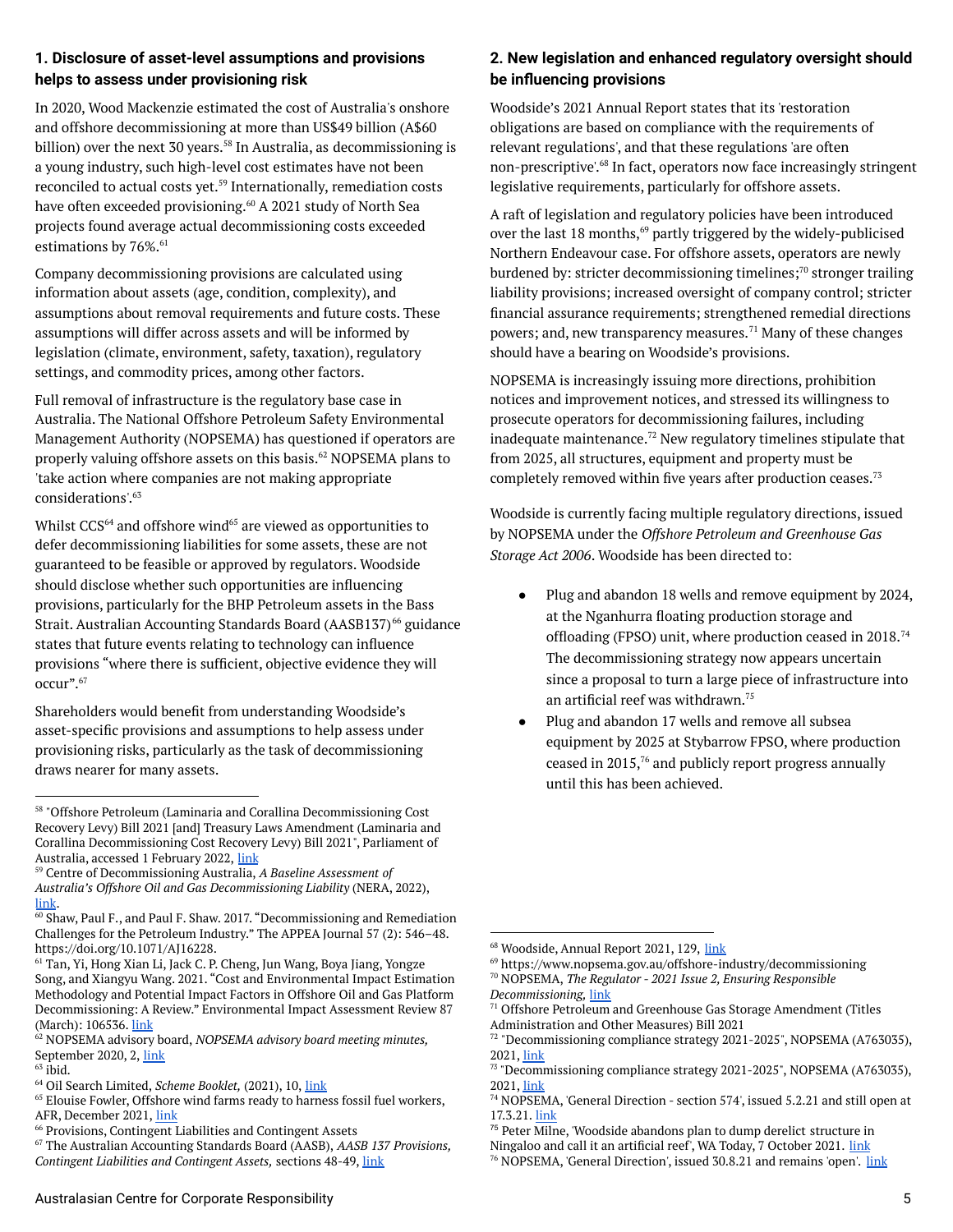### 1. Disclosure of asset-level assumptions and provisions helps to assess under provisioning risk

In 2020, Wood Mackenzie estimated the cost of Australia's onshore and offshore decommissioning at more than US$49 billion (A$60 billion) over the next 30 years.[58] In Australia, as decommissioning is a young industry, such high-level cost estimates have not been reconciled to actual costs yet.[59] Internationally, remediation costs have often exceeded provisioning.[60] A 2021 study of North Sea projects found average actual decommissioning costs exceeded estimations by 76%.[61]

Company decommissioning provisions are calculated using information about assets (age, condition, complexity), and assumptions about removal requirements and future costs. These assumptions will differ across assets and will be informed by legislation (climate, environment, safety, taxation), regulatory settings, and commodity prices, among other factors.

Full removal of infrastructure is the regulatory base case in Australia. The National Offshore Petroleum Safety Environmental Management Authority (NOPSEMA) has questioned if operators are properly valuing offshore assets on this basis.[62] NOPSEMA plans to 'take action where companies are not making appropriate considerations'.[63]

Whilst CCS[64] and offshore wind[65] are viewed as opportunities to defer decommissioning liabilities for some assets, these are not guaranteed to be feasible or approved by regulators. Woodside should disclose whether such opportunities are influencing provisions, particularly for the BHP Petroleum assets in the Bass Strait. Australian Accounting Standards Board (AASB137)[66] guidance states that future events relating to technology can influence provisions "where there is sufficient, objective evidence they will occur".[67]

Shareholders would benefit from understanding Woodside's asset-specific provisions and assumptions to help assess under provisioning risks, particularly as the task of decommissioning draws nearer for many assets.

### 2. New legislation and enhanced regulatory oversight should be influencing provisions

Woodside's 2021 Annual Report states that its 'restoration obligations are based on compliance with the requirements of relevant regulations', and that these regulations 'are often non-prescriptive'.[68] In fact, operators now face increasingly stringent legislative requirements, particularly for offshore assets.

A raft of legislation and regulatory policies have been introduced over the last 18 months,[69] partly triggered by the widely-publicised Northern Endeavour case. For offshore assets, operators are newly burdened by: stricter decommissioning timelines;[70] stronger trailing liability provisions; increased oversight of company control; stricter financial assurance requirements; strengthened remedial directions powers; and, new transparency measures.[71] Many of these changes should have a bearing on Woodside's provisions.

NOPSEMA is increasingly issuing more directions, prohibition notices and improvement notices, and stressed its willingness to prosecute operators for decommissioning failures, including inadequate maintenance.[72] New regulatory timelines stipulate that from 2025, all structures, equipment and property must be completely removed within five years after production ceases.[73]

Woodside is currently facing multiple regulatory directions, issued by NOPSEMA under the *Offshore Petroleum and Greenhouse Gas Storage Act 2006*. Woodside has been directed to:

- Plug and abandon 18 wells and remove equipment by 2024, at the Nganhurra floating production storage and offloading (FPSO) unit, where production ceased in 2018.[74] The decommissioning strategy now appears uncertain since a proposal to turn a large piece of infrastructure into an artificial reef was withdrawn.[75]
- Plug and abandon 17 wells and remove all subsea equipment by 2025 at Stybarrow FPSO, where production ceased in 2015,[76] and publicly report progress annually until this has been achieved.

---

[58] "Offshore Petroleum (Laminaria and Corallina Decommissioning Cost Recovery Levy) Bill 2021 [and] Treasury Laws Amendment (Laminaria and Corallina Decommissioning Cost Recovery Levy) Bill 2021", Parliament of Australia, accessed 1 February 2022, link

[59] Centre of Decommissioning Australia, *A Baseline Assessment of Australia's Offshore Oil and Gas Decommissioning Liability* (NERA, 2022), link.

[60] Shaw, Paul F., and Paul F. Shaw. 2017. "Decommissioning and Remediation Challenges for the Petroleum Industry." The APPEA Journal 57 (2): 546–48. https://doi.org/10.1071/AJ16228.

[61] Tan, Yi, Hong Xian Li, Jack C. P. Cheng, Jun Wang, Boya Jiang, Yongze Song, and Xiangyu Wang. 2021. "Cost and Environmental Impact Estimation Methodology and Potential Impact Factors in Offshore Oil and Gas Platform Decommissioning: A Review." Environmental Impact Assessment Review 87 (March): 106536. link

[62] NOPSEMA advisory board, *NOPSEMA advisory board meeting minutes,* September 2020, 2, link

[63] ibid.

[64] Oil Search Limited, *Scheme Booklet,* (2021), 10, link

[65] Elouise Fowler, Offshore wind farms ready to harness fossil fuel workers, AFR, December 2021, link

[66] Provisions, Contingent Liabilities and Contingent Assets

[67] The Australian Accounting Standards Board (AASB), *AASB 137 Provisions, Contingent Liabilities and Contingent Assets,* sections 48-49, link

[68] Woodside, Annual Report 2021, 129, link

[69] https://www.nopsema.gov.au/offshore-industry/decommissioning

[70] NOPSEMA, *The Regulator - 2021 Issue 2, Ensuring Responsible Decommissioning,* link

[71] Offshore Petroleum and Greenhouse Gas Storage Amendment (Titles Administration and Other Measures) Bill 2021

[72] "Decommissioning compliance strategy 2021-2025", NOPSEMA (A763035), 2021, link

[73] "Decommissioning compliance strategy 2021-2025", NOPSEMA (A763035), 2021, link

[74] NOPSEMA, 'General Direction - section 574', issued 5.2.21 and still open at 17.3.21. link

[75] Peter Milne, 'Woodside abandons plan to dump derelict structure in Ningaloo and call it an artificial reef', WA Today, 7 October 2021. link

[76] NOPSEMA, 'General Direction', issued 30.8.21 and remains 'open'. link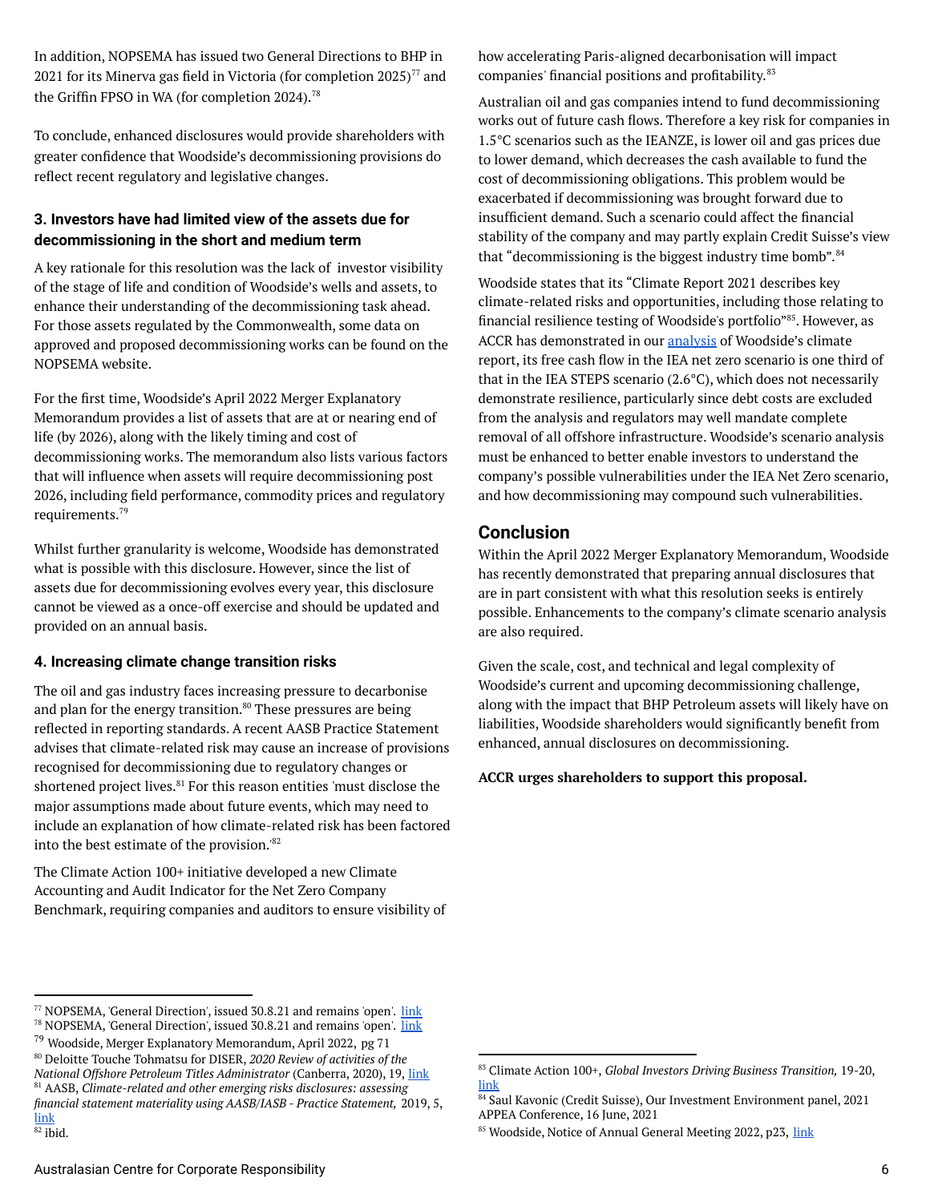In addition, NOPSEMA has issued two General Directions to BHP in 2021 for its Minerva gas field in Victoria (for completion 2025)[77] and the Griffin FPSO in WA (for completion 2024).[78]

To conclude, enhanced disclosures would provide shareholders with greater confidence that Woodside's decommissioning provisions do reflect recent regulatory and legislative changes.

### 3. Investors have had limited view of the assets due for decommissioning in the short and medium term

A key rationale for this resolution was the lack of investor visibility of the stage of life and condition of Woodside's wells and assets, to enhance their understanding of the decommissioning task ahead. For those assets regulated by the Commonwealth, some data on approved and proposed decommissioning works can be found on the NOPSEMA website.

For the first time, Woodside's April 2022 Merger Explanatory Memorandum provides a list of assets that are at or nearing end of life (by 2026), along with the likely timing and cost of decommissioning works. The memorandum also lists various factors that will influence when assets will require decommissioning post 2026, including field performance, commodity prices and regulatory requirements.[79]

Whilst further granularity is welcome, Woodside has demonstrated what is possible with this disclosure. However, since the list of assets due for decommissioning evolves every year, this disclosure cannot be viewed as a once-off exercise and should be updated and provided on an annual basis.

### 4. Increasing climate change transition risks

The oil and gas industry faces increasing pressure to decarbonise and plan for the energy transition.[80] These pressures are being reflected in reporting standards. A recent AASB Practice Statement advises that climate-related risk may cause an increase of provisions recognised for decommissioning due to regulatory changes or shortened project lives.[81] For this reason entities 'must disclose the major assumptions made about future events, which may need to include an explanation of how climate-related risk has been factored into the best estimate of the provision.'[82]

The Climate Action 100+ initiative developed a new Climate Accounting and Audit Indicator for the Net Zero Company Benchmark, requiring companies and auditors to ensure visibility of how accelerating Paris-aligned decarbonisation will impact companies' financial positions and profitability.[83]

Australian oil and gas companies intend to fund decommissioning works out of future cash flows. Therefore a key risk for companies in 1.5°C scenarios such as the IEANZE, is lower oil and gas prices due to lower demand, which decreases the cash available to fund the cost of decommissioning obligations. This problem would be exacerbated if decommissioning was brought forward due to insufficient demand. Such a scenario could affect the financial stability of the company and may partly explain Credit Suisse's view that "decommissioning is the biggest industry time bomb".[84]

Woodside states that its "Climate Report 2021 describes key climate-related risks and opportunities, including those relating to financial resilience testing of Woodside's portfolio"[85]. However, as ACCR has demonstrated in our analysis of Woodside's climate report, its free cash flow in the IEA net zero scenario is one third of that in the IEA STEPS scenario (2.6°C), which does not necessarily demonstrate resilience, particularly since debt costs are excluded from the analysis and regulators may well mandate complete removal of all offshore infrastructure. Woodside's scenario analysis must be enhanced to better enable investors to understand the company's possible vulnerabilities under the IEA Net Zero scenario, and how decommissioning may compound such vulnerabilities.

## Conclusion

Within the April 2022 Merger Explanatory Memorandum, Woodside has recently demonstrated that preparing annual disclosures that are in part consistent with what this resolution seeks is entirely possible. Enhancements to the company's climate scenario analysis are also required.

Given the scale, cost, and technical and legal complexity of Woodside's current and upcoming decommissioning challenge, along with the impact that BHP Petroleum assets will likely have on liabilities, Woodside shareholders would significantly benefit from enhanced, annual disclosures on decommissioning.

**ACCR urges shareholders to support this proposal.**

---

[77] NOPSEMA, 'General Direction', issued 30.8.21 and remains 'open'. link

[78] NOPSEMA, 'General Direction', issued 30.8.21 and remains 'open'. link

[79] Woodside, Merger Explanatory Memorandum, April 2022, pg 71

[80] Deloitte Touche Tohmatsu for DISER, *2020 Review of activities of the National Offshore Petroleum Titles Administrator* (Canberra, 2020), 19, link

[81] AASB, *Climate-related and other emerging risks disclosures: assessing financial statement materiality using AASB/IASB - Practice Statement,* 2019, 5, link

[82] ibid.

[83] Climate Action 100+, *Global Investors Driving Business Transition,* 19-20, link

[84] Saul Kavonic (Credit Suisse), Our Investment Environment panel, 2021 APPEA Conference, 16 June, 2021

[85] Woodside, Notice of Annual General Meeting 2022, p23, link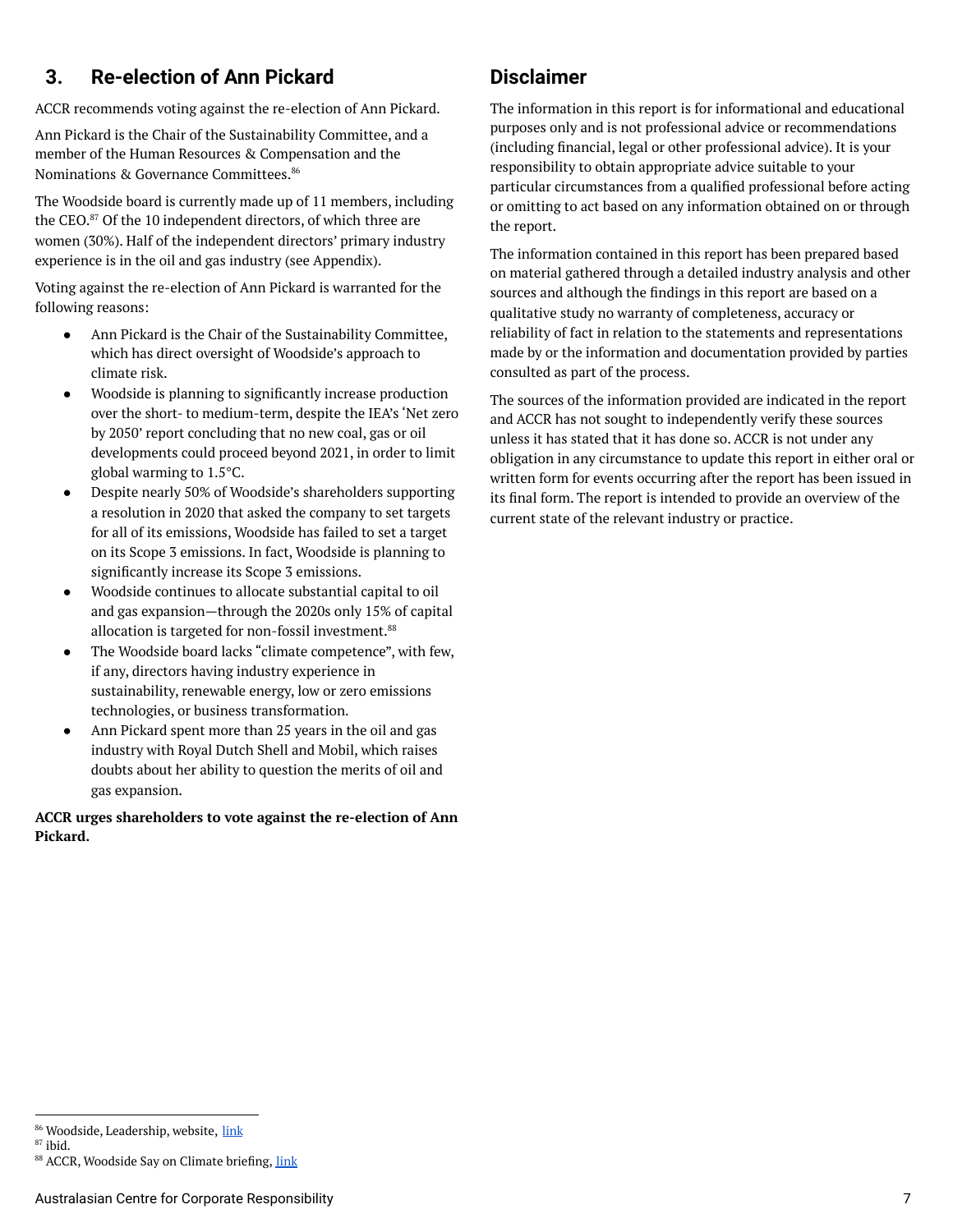## 3. Re-election of Ann Pickard

ACCR recommends voting against the re-election of Ann Pickard.

Ann Pickard is the Chair of the Sustainability Committee, and a member of the Human Resources & Compensation and the Nominations & Governance Committees.[86]

The Woodside board is currently made up of 11 members, including the CEO.[87] Of the 10 independent directors, of which three are women (30%). Half of the independent directors' primary industry experience is in the oil and gas industry (see Appendix).

Voting against the re-election of Ann Pickard is warranted for the following reasons:

- Ann Pickard is the Chair of the Sustainability Committee, which has direct oversight of Woodside's approach to climate risk.
- Woodside is planning to significantly increase production over the short- to medium-term, despite the IEA's 'Net zero by 2050' report concluding that no new coal, gas or oil developments could proceed beyond 2021, in order to limit global warming to 1.5°C.
- Despite nearly 50% of Woodside's shareholders supporting a resolution in 2020 that asked the company to set targets for all of its emissions, Woodside has failed to set a target on its Scope 3 emissions. In fact, Woodside is planning to significantly increase its Scope 3 emissions.
- Woodside continues to allocate substantial capital to oil and gas expansion—through the 2020s only 15% of capital allocation is targeted for non-fossil investment.[88]
- The Woodside board lacks "climate competence", with few, if any, directors having industry experience in sustainability, renewable energy, low or zero emissions technologies, or business transformation.
- Ann Pickard spent more than 25 years in the oil and gas industry with Royal Dutch Shell and Mobil, which raises doubts about her ability to question the merits of oil and gas expansion.

**ACCR urges shareholders to vote against the re-election of Ann Pickard.**

## Disclaimer

The information in this report is for informational and educational purposes only and is not professional advice or recommendations (including financial, legal or other professional advice). It is your responsibility to obtain appropriate advice suitable to your particular circumstances from a qualified professional before acting or omitting to act based on any information obtained on or through the report.

The information contained in this report has been prepared based on material gathered through a detailed industry analysis and other sources and although the findings in this report are based on a qualitative study no warranty of completeness, accuracy or reliability of fact in relation to the statements and representations made by or the information and documentation provided by parties consulted as part of the process.

The sources of the information provided are indicated in the report and ACCR has not sought to independently verify these sources unless it has stated that it has done so. ACCR is not under any obligation in any circumstance to update this report in either oral or written form for events occurring after the report has been issued in its final form. The report is intended to provide an overview of the current state of the relevant industry or practice.

---

[86] Woodside, Leadership, website, link
[87] ibid.
[88] ACCR, Woodside Say on Climate briefing, link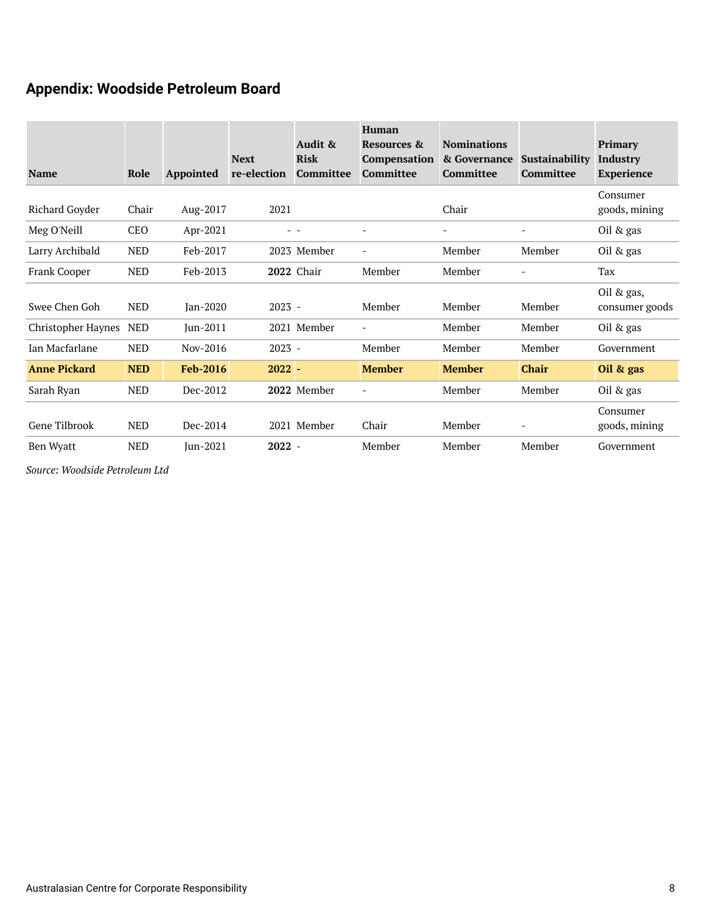## Appendix: Woodside Petroleum Board

| Name | Role | Appointed | Next re-election | Audit & Risk Committee | Human Resources & Compensation Committee | Nominations & Governance Committee | Sustainability Committee | Primary Industry Experience |
|---|---|---|---|---|---|---|---|---|
| Richard Goyder | Chair | Aug-2017 | 2021 | | | Chair | | Consumer goods, mining |
| Meg O'Neill | CEO | Apr-2021 | - | - | - | - | - | Oil & gas |
| Larry Archibald | NED | Feb-2017 | 2023 | Member | - | Member | Member | Oil & gas |
| Frank Cooper | NED | Feb-2013 | **2022** | Chair | Member | Member | - | Tax |
| Swee Chen Goh | NED | Jan-2020 | 2023 | - | Member | Member | Member | Oil & gas, consumer goods |
| Christopher Haynes | NED | Jun-2011 | 2021 | Member | - | Member | Member | Oil & gas |
| Ian Macfarlane | NED | Nov-2016 | 2023 | - | Member | Member | Member | Government |
| **Anne Pickard** | **NED** | **Feb-2016** | **2022** | **-** | **Member** | **Member** | **Chair** | **Oil & gas** |
| Sarah Ryan | NED | Dec-2012 | **2022** | Member | - | Member | Member | Oil & gas |
| Gene Tilbrook | NED | Dec-2014 | 2021 | Member | Chair | Member | - | Consumer goods, mining |
| Ben Wyatt | NED | Jun-2021 | **2022** | - | Member | Member | Member | Government |

*Source: Woodside Petroleum Ltd*